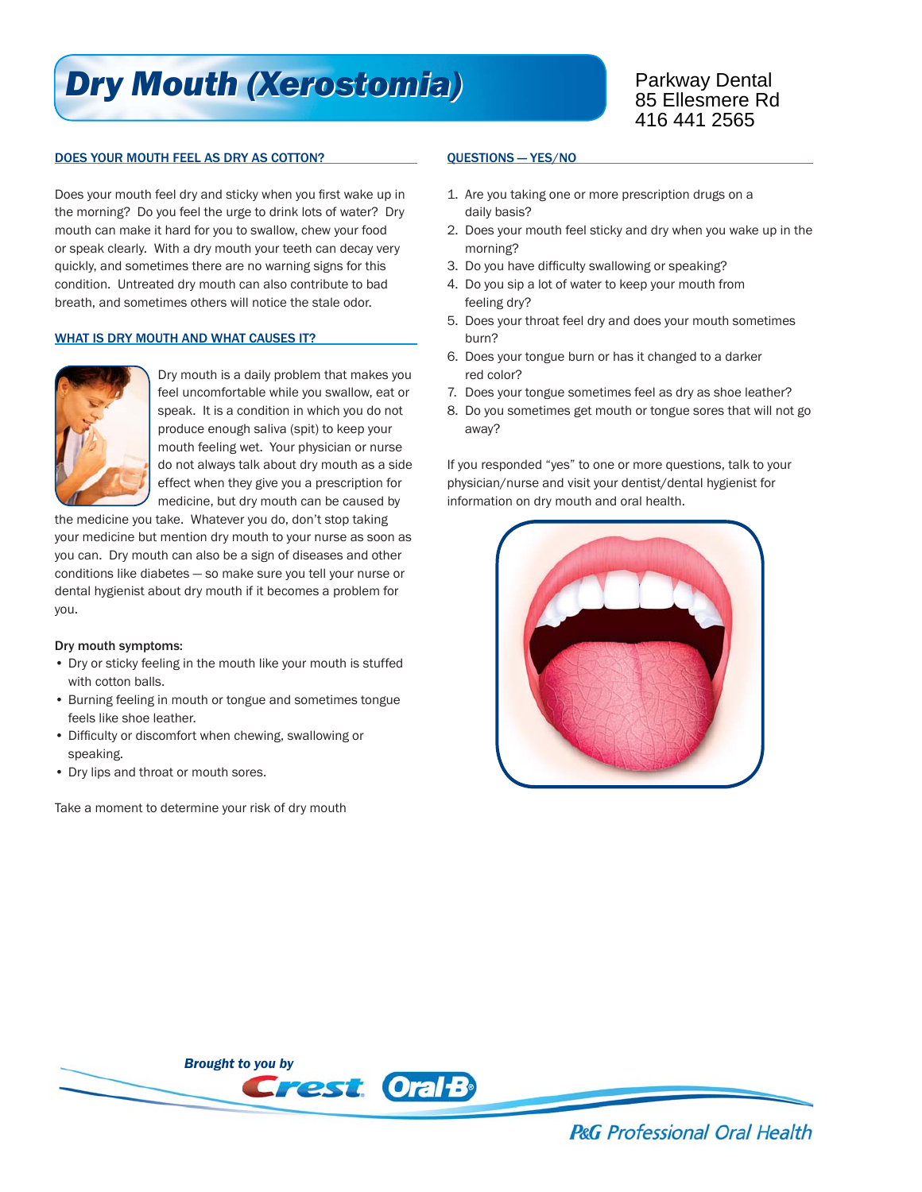# Dry Mouth (Xerostomia)

Parkway Dental
85 Ellesmere Rd
416 441 2565

## DOES YOUR MOUTH FEEL AS DRY AS COTTON?

Does your mouth feel dry and sticky when you first wake up in the morning? Do you feel the urge to drink lots of water? Dry mouth can make it hard for you to swallow, chew your food or speak clearly. With a dry mouth your teeth can decay very quickly, and sometimes there are no warning signs for this condition. Untreated dry mouth can also contribute to bad breath, and sometimes others will notice the stale odor.

## WHAT IS DRY MOUTH AND WHAT CAUSES IT?

Dry mouth is a daily problem that makes you feel uncomfortable while you swallow, eat or speak. It is a condition in which you do not produce enough saliva (spit) to keep your mouth feeling wet. Your physician or nurse do not always talk about dry mouth as a side effect when they give you a prescription for medicine, but dry mouth can be caused by the medicine you take. Whatever you do, don't stop taking your medicine but mention dry mouth to your nurse as soon as you can. Dry mouth can also be a sign of diseases and other conditions like diabetes — so make sure you tell your nurse or dental hygienist about dry mouth if it becomes a problem for you.

Dry mouth symptoms:

- Dry or sticky feeling in the mouth like your mouth is stuffed with cotton balls.
- Burning feeling in mouth or tongue and sometimes tongue feels like shoe leather.
- Difficulty or discomfort when chewing, swallowing or speaking.
- Dry lips and throat or mouth sores.

Take a moment to determine your risk of dry mouth

## QUESTIONS — YES/NO

1. Are you taking one or more prescription drugs on a daily basis?
2. Does your mouth feel sticky and dry when you wake up in the morning?
3. Do you have difficulty swallowing or speaking?
4. Do you sip a lot of water to keep your mouth from feeling dry?
5. Does your throat feel dry and does your mouth sometimes burn?
6. Does your tongue burn or has it changed to a darker red color?
7. Does your tongue sometimes feel as dry as shoe leather?
8. Do you sometimes get mouth or tongue sores that will not go away?

If you responded "yes" to one or more questions, talk to your physician/nurse and visit your dentist/dental hygienist for information on dry mouth and oral health.

*Brought to you by* Crest Oral-B

*P&G Professional Oral Health*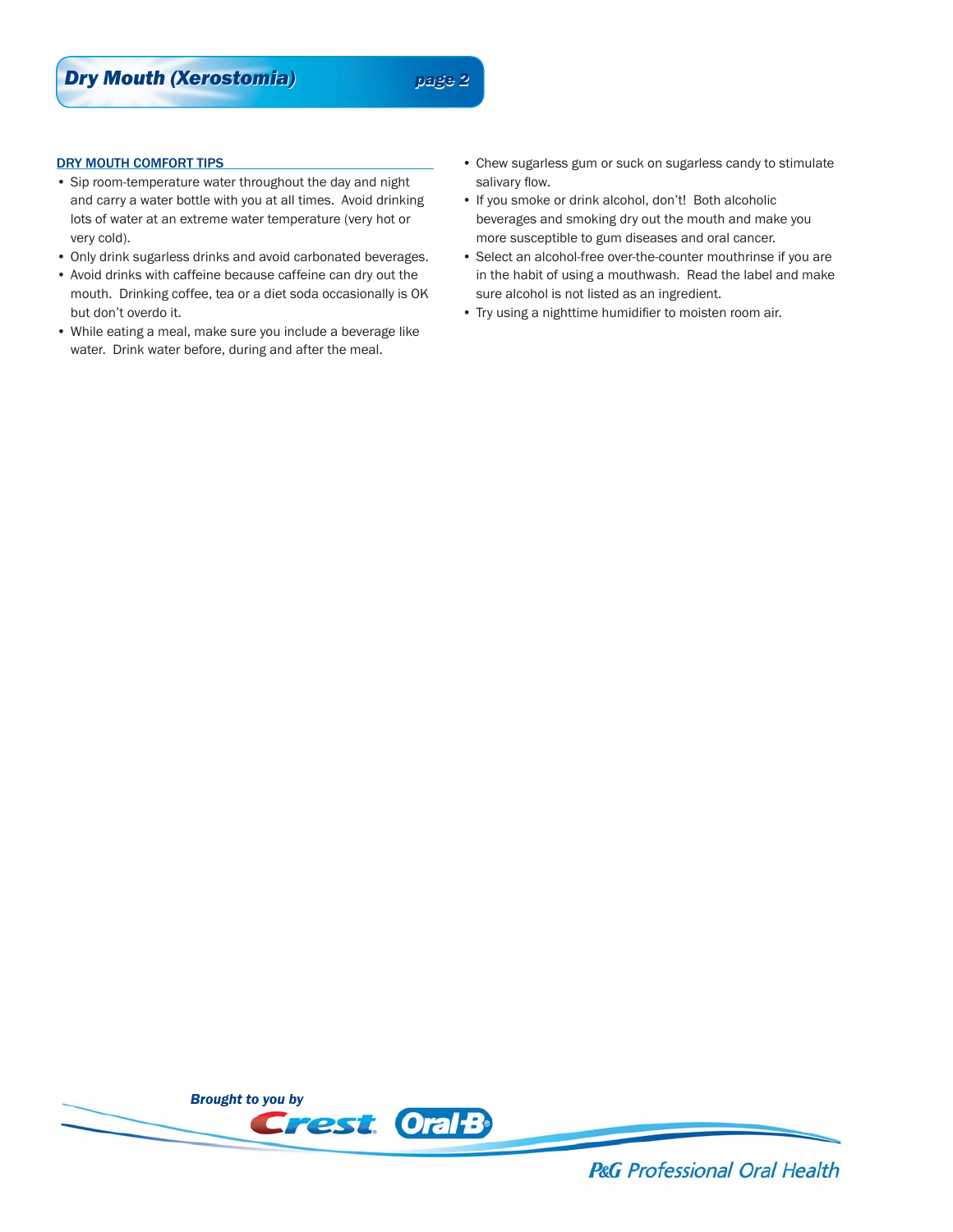## DRY MOUTH COMFORT TIPS

- Sip room-temperature water throughout the day and night and carry a water bottle with you at all times. Avoid drinking lots of water at an extreme water temperature (very hot or very cold).
- Only drink sugarless drinks and avoid carbonated beverages.
- Avoid drinks with caffeine because caffeine can dry out the mouth. Drinking coffee, tea or a diet soda occasionally is OK but don't overdo it.
- While eating a meal, make sure you include a beverage like water. Drink water before, during and after the meal.
- Chew sugarless gum or suck on sugarless candy to stimulate salivary flow.
- If you smoke or drink alcohol, don't! Both alcoholic beverages and smoking dry out the mouth and make you more susceptible to gum diseases and oral cancer.
- Select an alcohol-free over-the-counter mouthrinse if you are in the habit of using a mouthwash. Read the label and make sure alcohol is not listed as an ingredient.
- Try using a nighttime humidifier to moisten room air.

*Brought to you by* Crest Oral-B

P&G Professional Oral Health